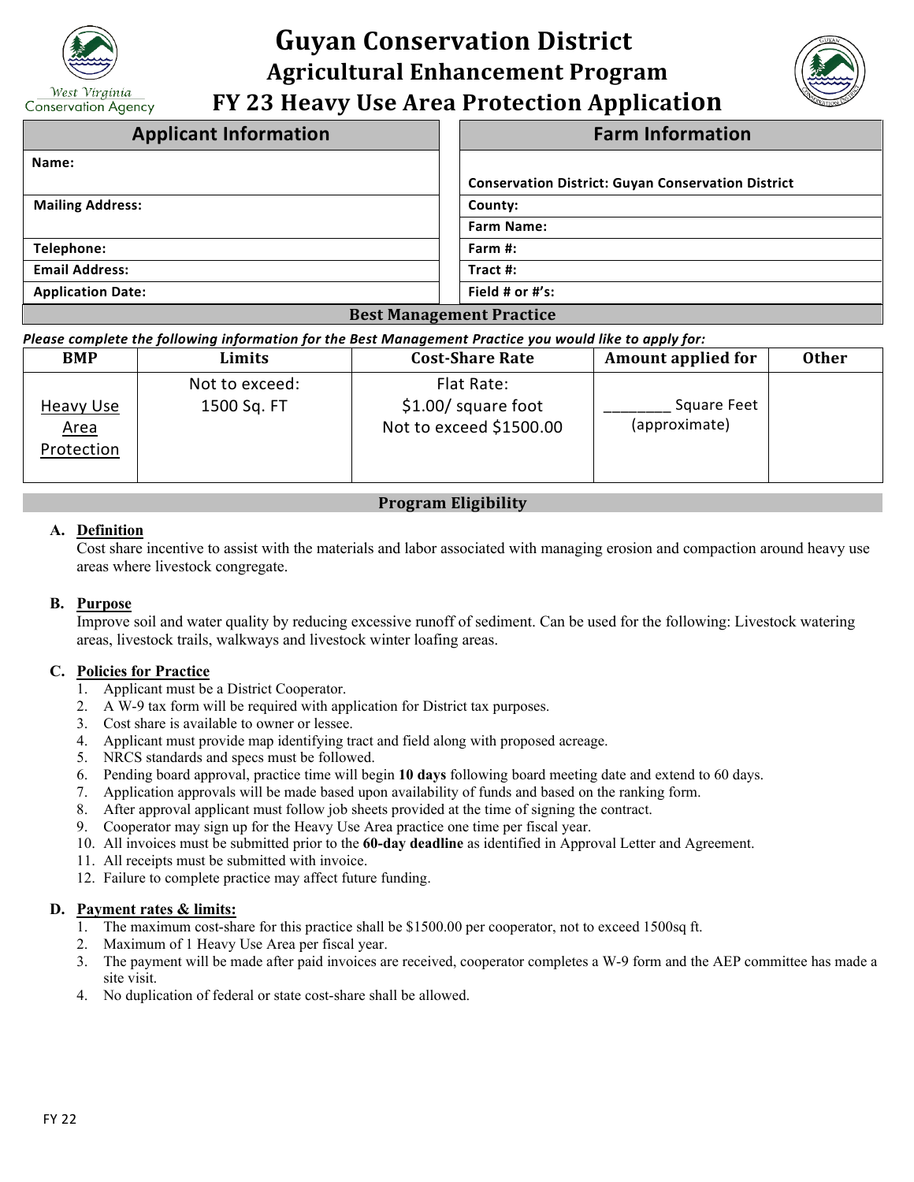# Guyan Conservation District

## Agricultural Enhancement Program

## FY 23 Heavy Use Area Protection Application

| Applicant Information | Farm Information |
|---|---|
| **Name:** | **Conservation District: Guyan Conservation District** |
| **Mailing Address:** | **County:** |
| | **Farm Name:** |
| **Telephone:** | **Farm #:** |
| **Email Address:** | **Tract #:** |
| **Application Date:** | **Field # or #'s:** |

### Best Management Practice

***Please complete the following information for the Best Management Practice you would like to apply for:***

| BMP | Limits | Cost-Share Rate | Amount applied for | Other |
|---|---|---|---|---|
| Heavy Use Area Protection | Not to exceed: 1500 Sq. FT | Flat Rate: $1.00/ square foot Not to exceed $1500.00 | ________ Square Feet (approximate) | |

### Program Eligibility

**A. Definition**

Cost share incentive to assist with the materials and labor associated with managing erosion and compaction around heavy use areas where livestock congregate.

**B. Purpose**

Improve soil and water quality by reducing excessive runoff of sediment. Can be used for the following: Livestock watering areas, livestock trails, walkways and livestock winter loafing areas.

**C. Policies for Practice**

1. Applicant must be a District Cooperator.
2. A W-9 tax form will be required with application for District tax purposes.
3. Cost share is available to owner or lessee.
4. Applicant must provide map identifying tract and field along with proposed acreage.
5. NRCS standards and specs must be followed.
6. Pending board approval, practice time will begin **10 days** following board meeting date and extend to 60 days.
7. Application approvals will be made based upon availability of funds and based on the ranking form.
8. After approval applicant must follow job sheets provided at the time of signing the contract.
9. Cooperator may sign up for the Heavy Use Area practice one time per fiscal year.
10. All invoices must be submitted prior to the **60-day deadline** as identified in Approval Letter and Agreement.
11. All receipts must be submitted with invoice.
12. Failure to complete practice may affect future funding.

**D. Payment rates & limits:**

1. The maximum cost-share for this practice shall be $1500.00 per cooperator, not to exceed 1500sq ft.
2. Maximum of 1 Heavy Use Area per fiscal year.
3. The payment will be made after paid invoices are received, cooperator completes a W-9 form and the AEP committee has made a site visit.
4. No duplication of federal or state cost-share shall be allowed.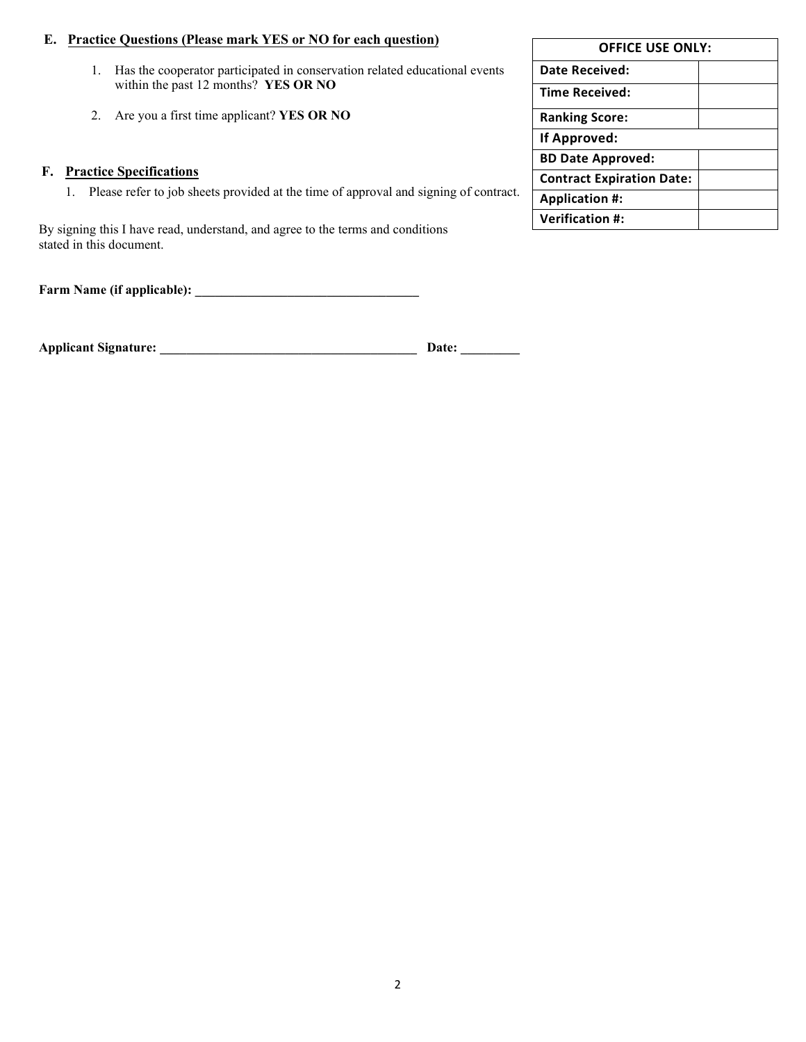## E. Practice Questions (Please mark YES or NO for each question)

1. Has the cooperator participated in conservation related educational events within the past 12 months? **YES OR NO**
2. Are you a first time applicant? **YES OR NO**

| OFFICE USE ONLY: | |
|---|---|
| **Date Received:** | |
| **Time Received:** | |
| **Ranking Score:** | |
| **If Approved:** | |
| **BD Date Approved:** | |
| **Contract Expiration Date:** | |
| **Application #:** | |
| **Verification #:** | |

## F. Practice Specifications

1. Please refer to job sheets provided at the time of approval and signing of contract.

By signing this I have read, understand, and agree to the terms and conditions stated in this document.

**Farm Name (if applicable): ___________________________________**

**Applicant Signature: ________________________________________ Date: _________**